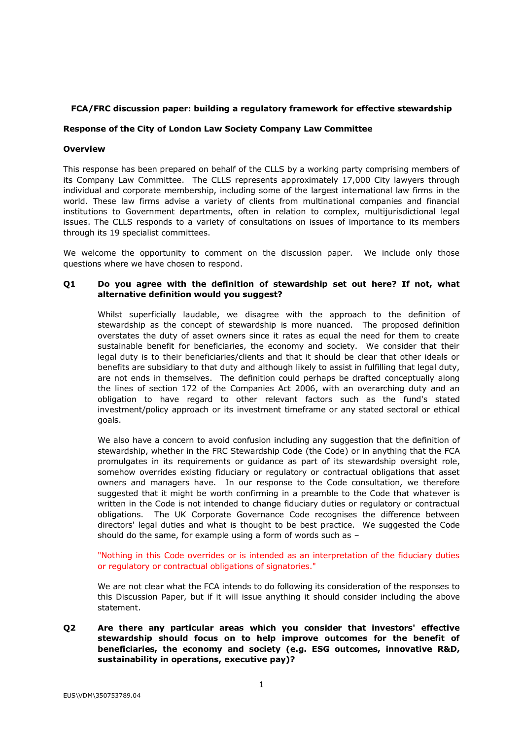**FCA/FRC discussion paper: building a regulatory framework for effective stewardship**

**Response of the City of London Law Society Company Law Committee**

**Overview**

This response has been prepared on behalf of the CLLS by a working party comprising members of its Company Law Committee. The CLLS represents approximately 17,000 City lawyers through individual and corporate membership, including some of the largest international law firms in the world. These law firms advise a variety of clients from multinational companies and financial institutions to Government departments, often in relation to complex, multijurisdictional legal issues. The CLLS responds to a variety of consultations on issues of importance to its members through its 19 specialist committees.

We welcome the opportunity to comment on the discussion paper. We include only those questions where we have chosen to respond.

**Q1 Do you agree with the definition of stewardship set out here? If not, what alternative definition would you suggest?**

Whilst superficially laudable, we disagree with the approach to the definition of stewardship as the concept of stewardship is more nuanced. The proposed definition overstates the duty of asset owners since it rates as equal the need for them to create sustainable benefit for beneficiaries, the economy and society. We consider that their legal duty is to their beneficiaries/clients and that it should be clear that other ideals or benefits are subsidiary to that duty and although likely to assist in fulfilling that legal duty, are not ends in themselves. The definition could perhaps be drafted conceptually along the lines of section 172 of the Companies Act 2006, with an overarching duty and an obligation to have regard to other relevant factors such as the fund's stated investment/policy approach or its investment timeframe or any stated sectoral or ethical goals.

We also have a concern to avoid confusion including any suggestion that the definition of stewardship, whether in the FRC Stewardship Code (the Code) or in anything that the FCA promulgates in its requirements or guidance as part of its stewardship oversight role, somehow overrides existing fiduciary or regulatory or contractual obligations that asset owners and managers have. In our response to the Code consultation, we therefore suggested that it might be worth confirming in a preamble to the Code that whatever is written in the Code is not intended to change fiduciary duties or regulatory or contractual obligations. The UK Corporate Governance Code recognises the difference between directors' legal duties and what is thought to be best practice. We suggested the Code should do the same, for example using a form of words such as –

"Nothing in this Code overrides or is intended as an interpretation of the fiduciary duties or regulatory or contractual obligations of signatories."

We are not clear what the FCA intends to do following its consideration of the responses to this Discussion Paper, but if it will issue anything it should consider including the above statement.

**Q2 Are there any particular areas which you consider that investors' effective stewardship should focus on to help improve outcomes for the benefit of beneficiaries, the economy and society (e.g. ESG outcomes, innovative R&D, sustainability in operations, executive pay)?**

EUS\VDM\350753789.04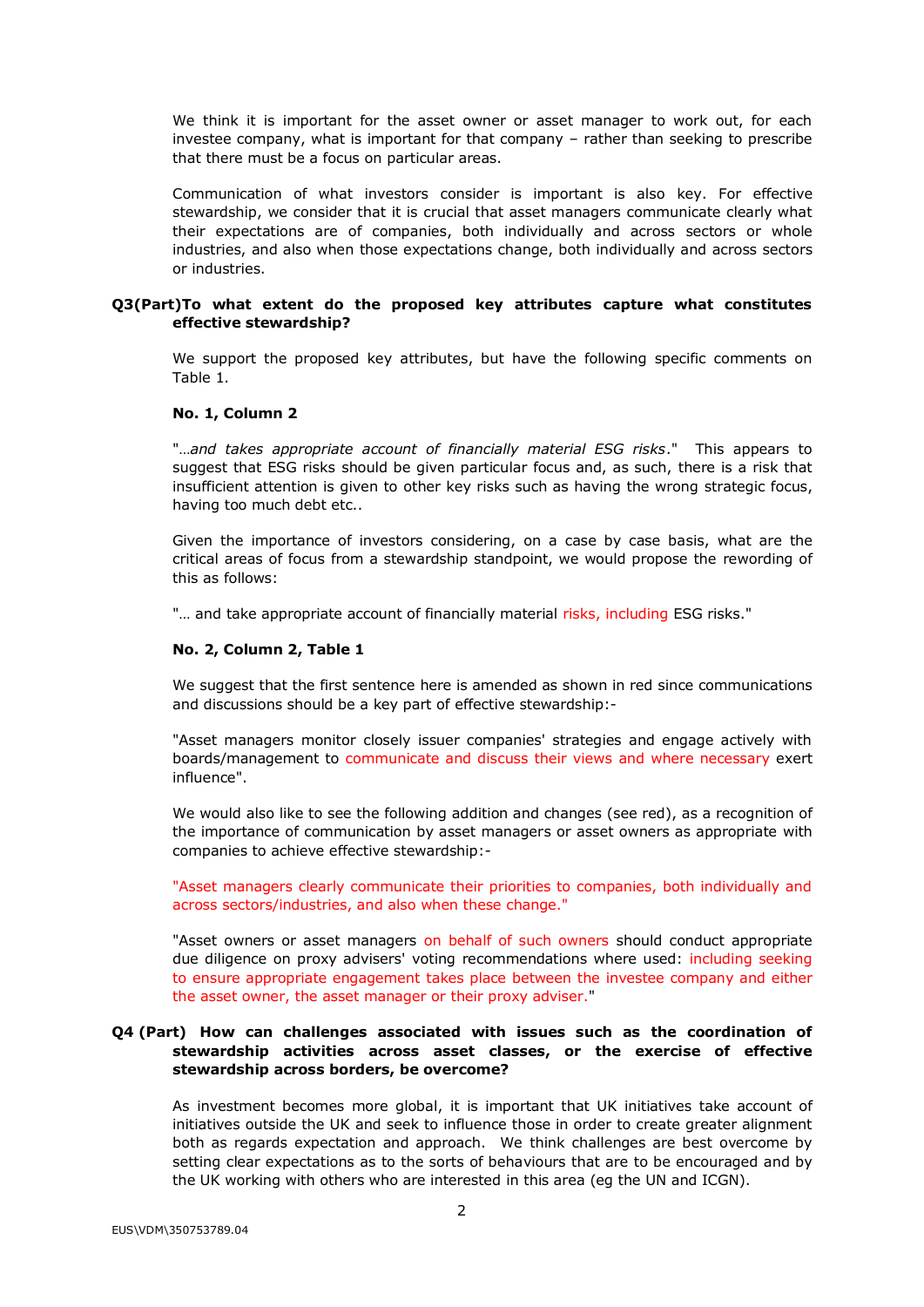We think it is important for the asset owner or asset manager to work out, for each investee company, what is important for that company – rather than seeking to prescribe that there must be a focus on particular areas.

Communication of what investors consider is important is also key. For effective stewardship, we consider that it is crucial that asset managers communicate clearly what their expectations are of companies, both individually and across sectors or whole industries, and also when those expectations change, both individually and across sectors or industries.

**Q3(Part) To what extent do the proposed key attributes capture what constitutes effective stewardship?**

We support the proposed key attributes, but have the following specific comments on Table 1.

**No. 1, Column 2**

"*…and takes appropriate account of financially material ESG risks*." This appears to suggest that ESG risks should be given particular focus and, as such, there is a risk that insufficient attention is given to other key risks such as having the wrong strategic focus, having too much debt etc..

Given the importance of investors considering, on a case by case basis, what are the critical areas of focus from a stewardship standpoint, we would propose the rewording of this as follows:

"… and take appropriate account of financially material risks, including ESG risks."

**No. 2, Column 2, Table 1**

We suggest that the first sentence here is amended as shown in red since communications and discussions should be a key part of effective stewardship:-

"Asset managers monitor closely issuer companies' strategies and engage actively with boards/management to communicate and discuss their views and where necessary exert influence".

We would also like to see the following addition and changes (see red), as a recognition of the importance of communication by asset managers or asset owners as appropriate with companies to achieve effective stewardship:-

"Asset managers clearly communicate their priorities to companies, both individually and across sectors/industries, and also when these change."

"Asset owners or asset managers on behalf of such owners should conduct appropriate due diligence on proxy advisers' voting recommendations where used: including seeking to ensure appropriate engagement takes place between the investee company and either the asset owner, the asset manager or their proxy adviser."

**Q4 (Part) How can challenges associated with issues such as the coordination of stewardship activities across asset classes, or the exercise of effective stewardship across borders, be overcome?**

As investment becomes more global, it is important that UK initiatives take account of initiatives outside the UK and seek to influence those in order to create greater alignment both as regards expectation and approach. We think challenges are best overcome by setting clear expectations as to the sorts of behaviours that are to be encouraged and by the UK working with others who are interested in this area (eg the UN and ICGN).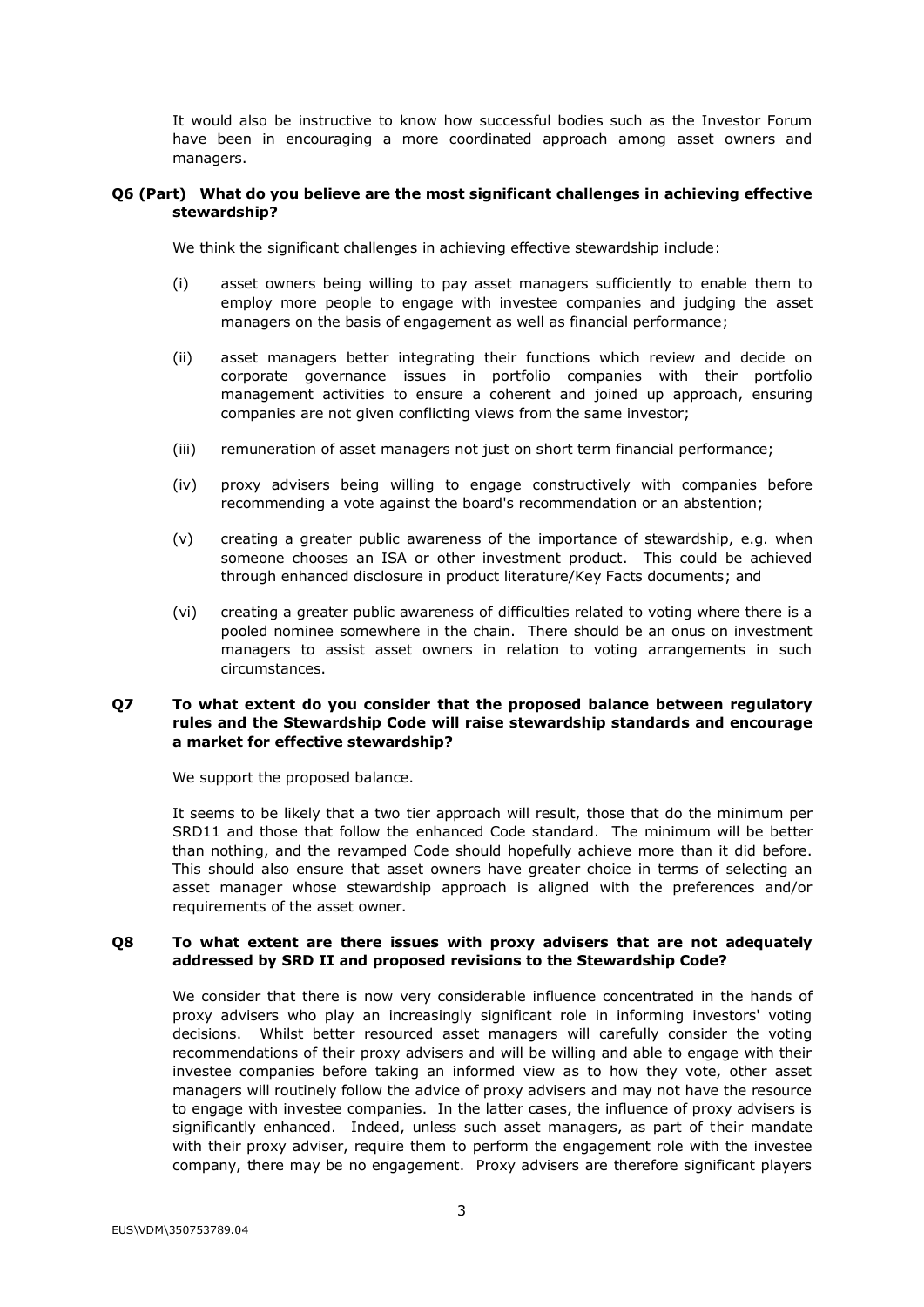It would also be instructive to know how successful bodies such as the Investor Forum have been in encouraging a more coordinated approach among asset owners and managers.

**Q6 (Part) What do you believe are the most significant challenges in achieving effective stewardship?**

We think the significant challenges in achieving effective stewardship include:

(i) asset owners being willing to pay asset managers sufficiently to enable them to employ more people to engage with investee companies and judging the asset managers on the basis of engagement as well as financial performance;

(ii) asset managers better integrating their functions which review and decide on corporate governance issues in portfolio companies with their portfolio management activities to ensure a coherent and joined up approach, ensuring companies are not given conflicting views from the same investor;

(iii) remuneration of asset managers not just on short term financial performance;

(iv) proxy advisers being willing to engage constructively with companies before recommending a vote against the board's recommendation or an abstention;

(v) creating a greater public awareness of the importance of stewardship, e.g. when someone chooses an ISA or other investment product. This could be achieved through enhanced disclosure in product literature/Key Facts documents; and

(vi) creating a greater public awareness of difficulties related to voting where there is a pooled nominee somewhere in the chain. There should be an onus on investment managers to assist asset owners in relation to voting arrangements in such circumstances.

**Q7 To what extent do you consider that the proposed balance between regulatory rules and the Stewardship Code will raise stewardship standards and encourage a market for effective stewardship?**

We support the proposed balance.

It seems to be likely that a two tier approach will result, those that do the minimum per SRD11 and those that follow the enhanced Code standard. The minimum will be better than nothing, and the revamped Code should hopefully achieve more than it did before. This should also ensure that asset owners have greater choice in terms of selecting an asset manager whose stewardship approach is aligned with the preferences and/or requirements of the asset owner.

**Q8 To what extent are there issues with proxy advisers that are not adequately addressed by SRD II and proposed revisions to the Stewardship Code?**

We consider that there is now very considerable influence concentrated in the hands of proxy advisers who play an increasingly significant role in informing investors' voting decisions. Whilst better resourced asset managers will carefully consider the voting recommendations of their proxy advisers and will be willing and able to engage with their investee companies before taking an informed view as to how they vote, other asset managers will routinely follow the advice of proxy advisers and may not have the resource to engage with investee companies. In the latter cases, the influence of proxy advisers is significantly enhanced. Indeed, unless such asset managers, as part of their mandate with their proxy adviser, require them to perform the engagement role with the investee company, there may be no engagement. Proxy advisers are therefore significant players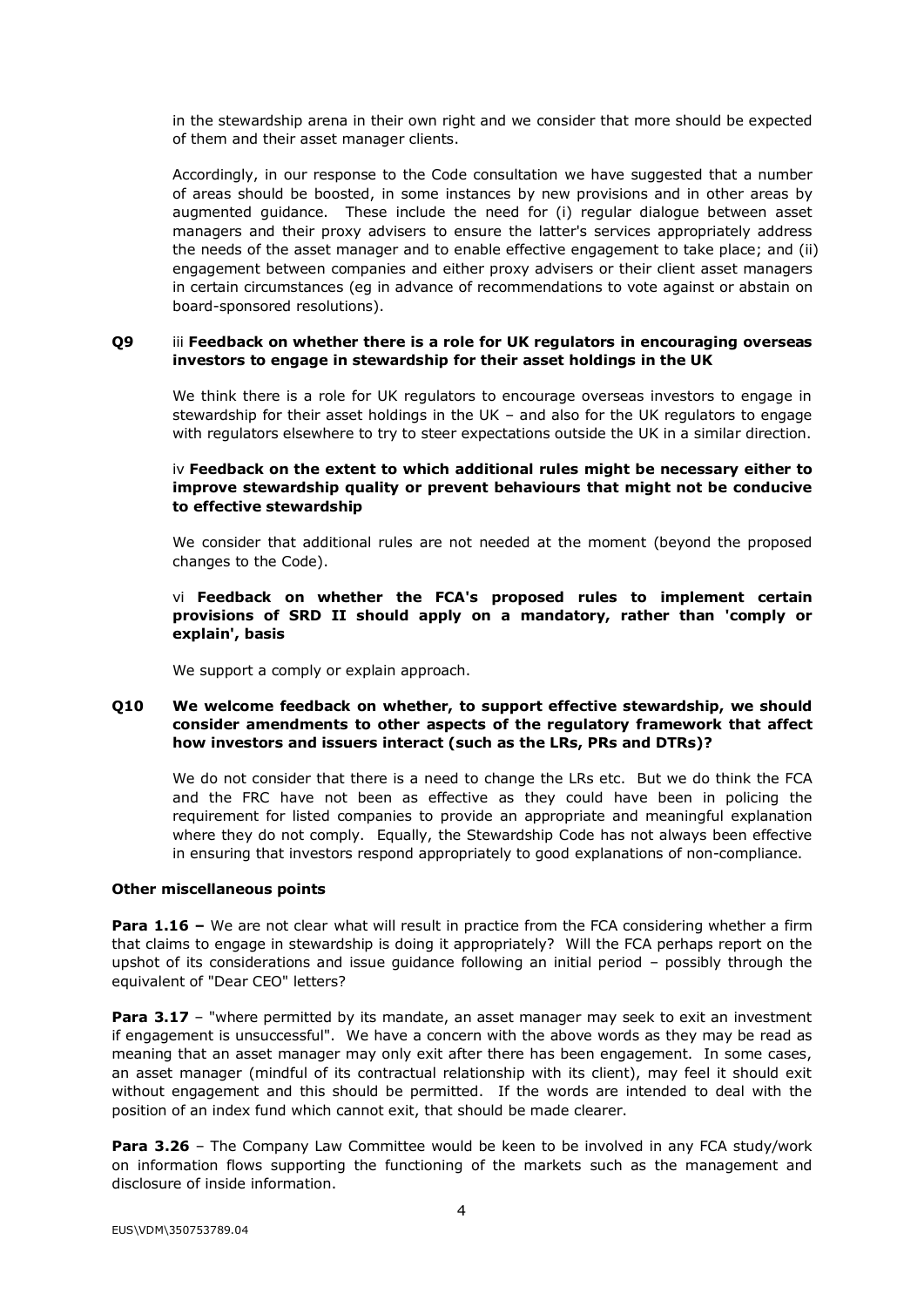in the stewardship arena in their own right and we consider that more should be expected of them and their asset manager clients.

Accordingly, in our response to the Code consultation we have suggested that a number of areas should be boosted, in some instances by new provisions and in other areas by augmented guidance. These include the need for (i) regular dialogue between asset managers and their proxy advisers to ensure the latter's services appropriately address the needs of the asset manager and to enable effective engagement to take place; and (ii) engagement between companies and either proxy advisers or their client asset managers in certain circumstances (eg in advance of recommendations to vote against or abstain on board-sponsored resolutions).

**Q9** iii **Feedback on whether there is a role for UK regulators in encouraging overseas investors to engage in stewardship for their asset holdings in the UK**

We think there is a role for UK regulators to encourage overseas investors to engage in stewardship for their asset holdings in the UK – and also for the UK regulators to engage with regulators elsewhere to try to steer expectations outside the UK in a similar direction.

iv **Feedback on the extent to which additional rules might be necessary either to improve stewardship quality or prevent behaviours that might not be conducive to effective stewardship**

We consider that additional rules are not needed at the moment (beyond the proposed changes to the Code).

vi **Feedback on whether the FCA's proposed rules to implement certain provisions of SRD II should apply on a mandatory, rather than 'comply or explain', basis**

We support a comply or explain approach.

**Q10 We welcome feedback on whether, to support effective stewardship, we should consider amendments to other aspects of the regulatory framework that affect how investors and issuers interact (such as the LRs, PRs and DTRs)?**

We do not consider that there is a need to change the LRs etc. But we do think the FCA and the FRC have not been as effective as they could have been in policing the requirement for listed companies to provide an appropriate and meaningful explanation where they do not comply. Equally, the Stewardship Code has not always been effective in ensuring that investors respond appropriately to good explanations of non-compliance.

**Other miscellaneous points**

**Para 1.16 –** We are not clear what will result in practice from the FCA considering whether a firm that claims to engage in stewardship is doing it appropriately? Will the FCA perhaps report on the upshot of its considerations and issue guidance following an initial period – possibly through the equivalent of "Dear CEO" letters?

**Para 3.17** – "where permitted by its mandate, an asset manager may seek to exit an investment if engagement is unsuccessful". We have a concern with the above words as they may be read as meaning that an asset manager may only exit after there has been engagement. In some cases, an asset manager (mindful of its contractual relationship with its client), may feel it should exit without engagement and this should be permitted. If the words are intended to deal with the position of an index fund which cannot exit, that should be made clearer.

**Para 3.26** – The Company Law Committee would be keen to be involved in any FCA study/work on information flows supporting the functioning of the markets such as the management and disclosure of inside information.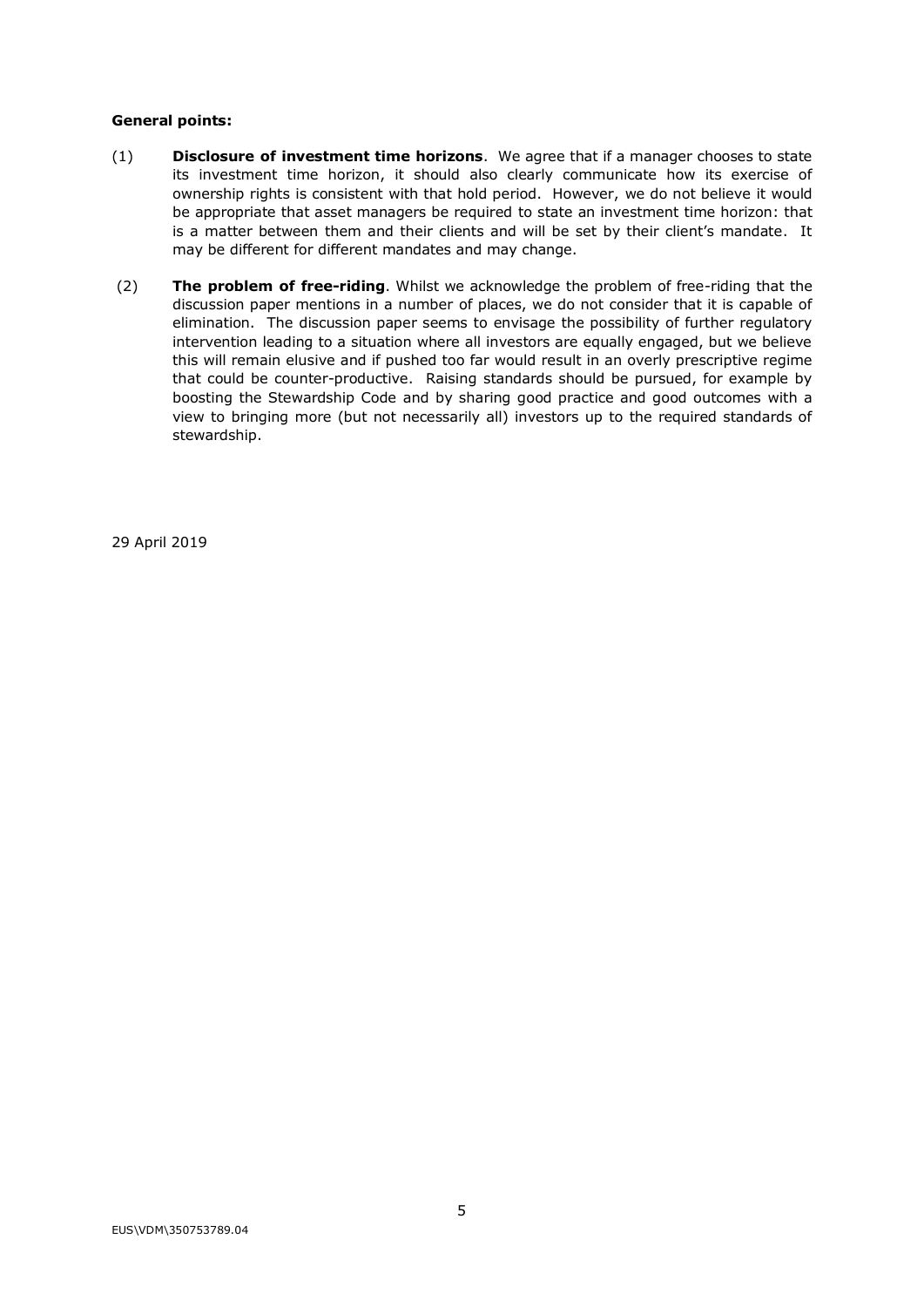**General points:**

(1) **Disclosure of investment time horizons**. We agree that if a manager chooses to state its investment time horizon, it should also clearly communicate how its exercise of ownership rights is consistent with that hold period. However, we do not believe it would be appropriate that asset managers be required to state an investment time horizon: that is a matter between them and their clients and will be set by their client's mandate. It may be different for different mandates and may change.

(2) **The problem of free-riding**. Whilst we acknowledge the problem of free-riding that the discussion paper mentions in a number of places, we do not consider that it is capable of elimination. The discussion paper seems to envisage the possibility of further regulatory intervention leading to a situation where all investors are equally engaged, but we believe this will remain elusive and if pushed too far would result in an overly prescriptive regime that could be counter-productive. Raising standards should be pursued, for example by boosting the Stewardship Code and by sharing good practice and good outcomes with a view to bringing more (but not necessarily all) investors up to the required standards of stewardship.

29 April 2019

EUS\VDM\350753789.04